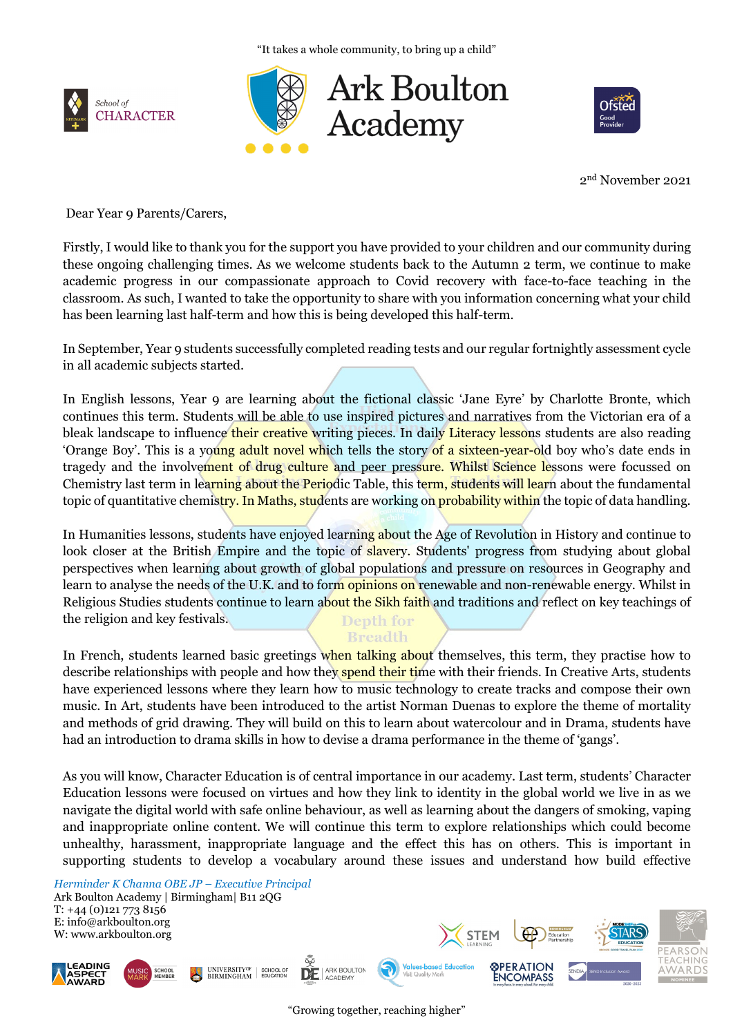"It takes a whole community, to bring up a child"

# Ark Boulton Academy

2nd November 2021

Dear Year 9 Parents/Carers,

Firstly, I would like to thank you for the support you have provided to your children and our community during these ongoing challenging times. As we welcome students back to the Autumn 2 term, we continue to make academic progress in our compassionate approach to Covid recovery with face-to-face teaching in the classroom. As such, I wanted to take the opportunity to share with you information concerning what your child has been learning last half-term and how this is being developed this half-term.

In September, Year 9 students successfully completed reading tests and our regular fortnightly assessment cycle in all academic subjects started.

In English lessons, Year 9 are learning about the fictional classic 'Jane Eyre' by Charlotte Bronte, which continues this term. Students will be able to use inspired pictures and narratives from the Victorian era of a bleak landscape to influence their creative writing pieces. In daily Literacy lessons students are also reading 'Orange Boy'. This is a young adult novel which tells the story of a sixteen-year-old boy who's date ends in tragedy and the involvement of drug culture and peer pressure. Whilst Science lessons were focussed on Chemistry last term in learning about the Periodic Table, this term, students will learn about the fundamental topic of quantitative chemistry. In Maths, students are working on probability within the topic of data handling.

In Humanities lessons, students have enjoyed learning about the Age of Revolution in History and continue to look closer at the British Empire and the topic of slavery. Students' progress from studying about global perspectives when learning about growth of global populations and pressure on resources in Geography and learn to analyse the needs of the U.K. and to form opinions on renewable and non-renewable energy. Whilst in Religious Studies students continue to learn about the Sikh faith and traditions and reflect on key teachings of the religion and key festivals.

In French, students learned basic greetings when talking about themselves, this term, they practise how to describe relationships with people and how they spend their time with their friends. In Creative Arts, students have experienced lessons where they learn how to music technology to create tracks and compose their own music. In Art, students have been introduced to the artist Norman Duenas to explore the theme of mortality and methods of grid drawing. They will build on this to learn about watercolour and in Drama, students have had an introduction to drama skills in how to devise a drama performance in the theme of 'gangs'.

As you will know, Character Education is of central importance in our academy. Last term, students' Character Education lessons were focused on virtues and how they link to identity in the global world we live in as we navigate the digital world with safe online behaviour, as well as learning about the dangers of smoking, vaping and inappropriate online content. We will continue this term to explore relationships which could become unhealthy, harassment, inappropriate language and the effect this has on others. This is important in supporting students to develop a vocabulary around these issues and understand how build effective

*Herminder K Channa OBE JP – Executive Principal*
Ark Boulton Academy | Birmingham| B11 2QG
T: +44 (0)121 773 8156
E: info@arkboulton.org
W: www.arkboulton.org

"Growing together, reaching higher"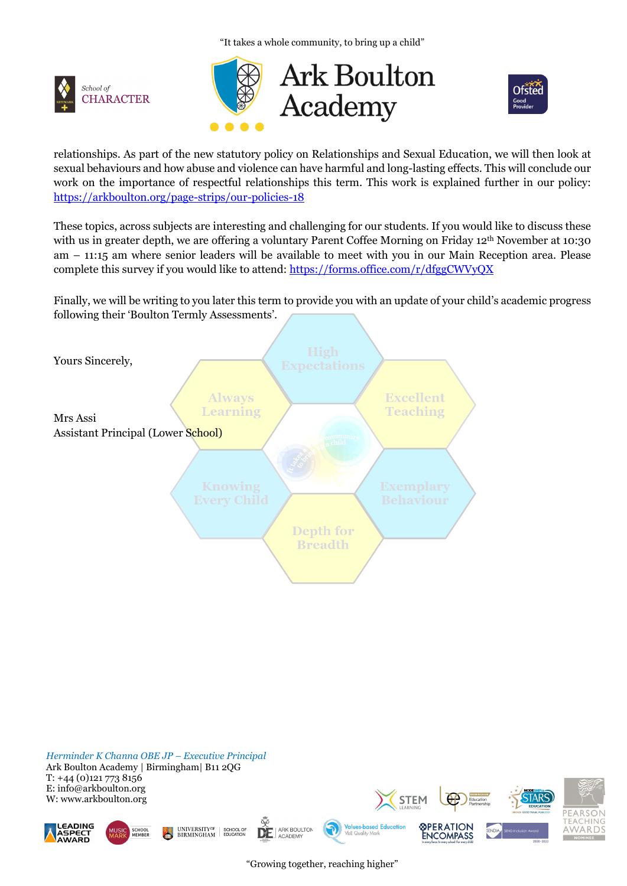relationships. As part of the new statutory policy on Relationships and Sexual Education, we will then look at sexual behaviours and how abuse and violence can have harmful and long-lasting effects. This will conclude our work on the importance of respectful relationships this term. This work is explained further in our policy: https://arkboulton.org/page-strips/our-policies-18

These topics, across subjects are interesting and challenging for our students. If you would like to discuss these with us in greater depth, we are offering a voluntary Parent Coffee Morning on Friday 12th November at 10:30 am – 11:15 am where senior leaders will be available to meet with you in our Main Reception area. Please complete this survey if you would like to attend: https://forms.office.com/r/dfggCWVyQX

Finally, we will be writing to you later this term to provide you with an update of your child's academic progress following their 'Boulton Termly Assessments'.

Yours Sincerely,

Mrs Assi
Assistant Principal (Lower School)